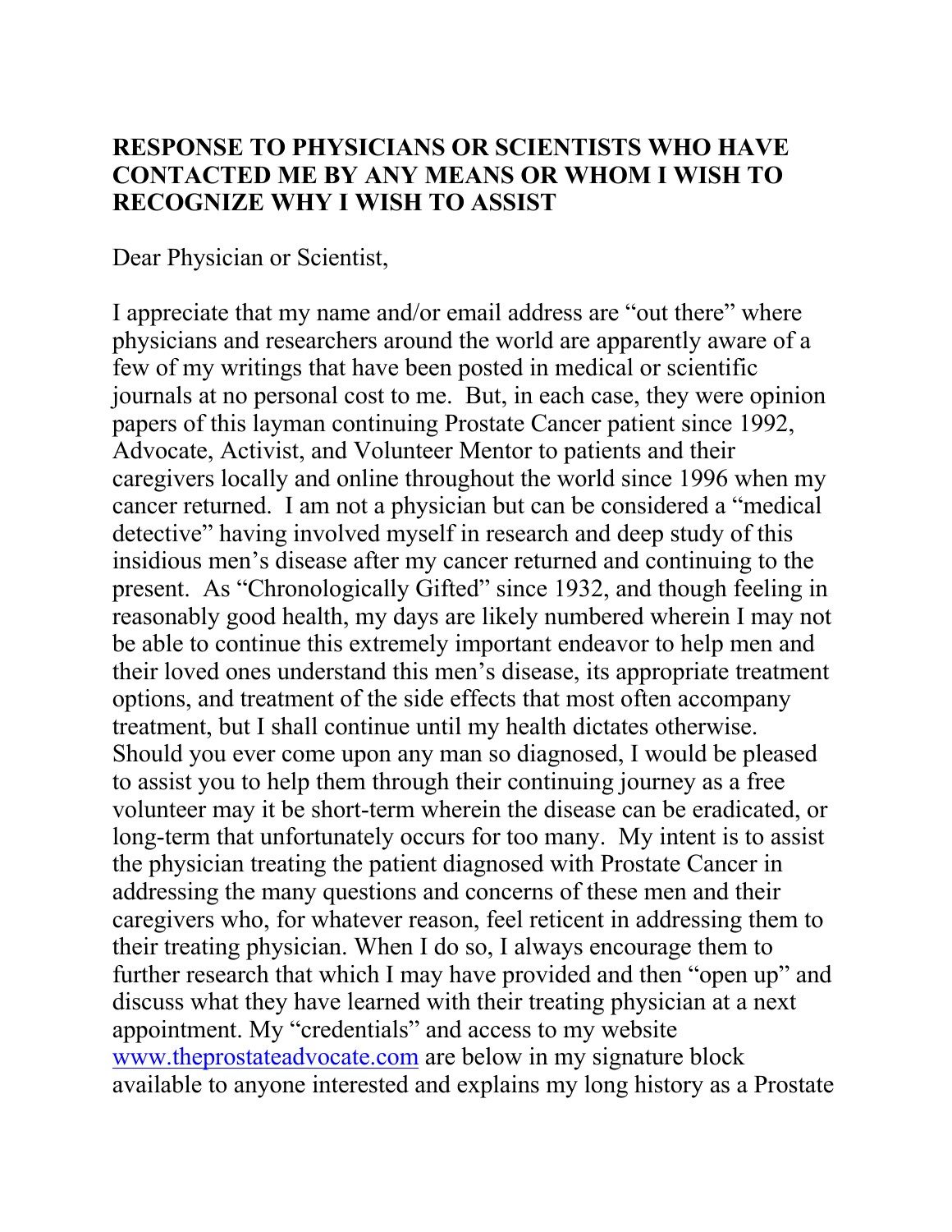# RESPONSE TO PHYSICIANS OR SCIENTISTS WHO HAVE CONTACTED ME BY ANY MEANS OR WHOM I WISH TO RECOGNIZE WHY I WISH TO ASSIST

Dear Physician or Scientist,

I appreciate that my name and/or email address are "out there" where physicians and researchers around the world are apparently aware of a few of my writings that have been posted in medical or scientific journals at no personal cost to me. But, in each case, they were opinion papers of this layman continuing Prostate Cancer patient since 1992, Advocate, Activist, and Volunteer Mentor to patients and their caregivers locally and online throughout the world since 1996 when my cancer returned. I am not a physician but can be considered a "medical detective" having involved myself in research and deep study of this insidious men's disease after my cancer returned and continuing to the present. As "Chronologically Gifted" since 1932, and though feeling in reasonably good health, my days are likely numbered wherein I may not be able to continue this extremely important endeavor to help men and their loved ones understand this men's disease, its appropriate treatment options, and treatment of the side effects that most often accompany treatment, but I shall continue until my health dictates otherwise. Should you ever come upon any man so diagnosed, I would be pleased to assist you to help them through their continuing journey as a free volunteer may it be short-term wherein the disease can be eradicated, or long-term that unfortunately occurs for too many. My intent is to assist the physician treating the patient diagnosed with Prostate Cancer in addressing the many questions and concerns of these men and their caregivers who, for whatever reason, feel reticent in addressing them to their treating physician. When I do so, I always encourage them to further research that which I may have provided and then "open up" and discuss what they have learned with their treating physician at a next appointment. My "credentials" and access to my website [www.theprostateadvocate.com](http://www.theprostateadvocate.com) are below in my signature block available to anyone interested and explains my long history as a Prostate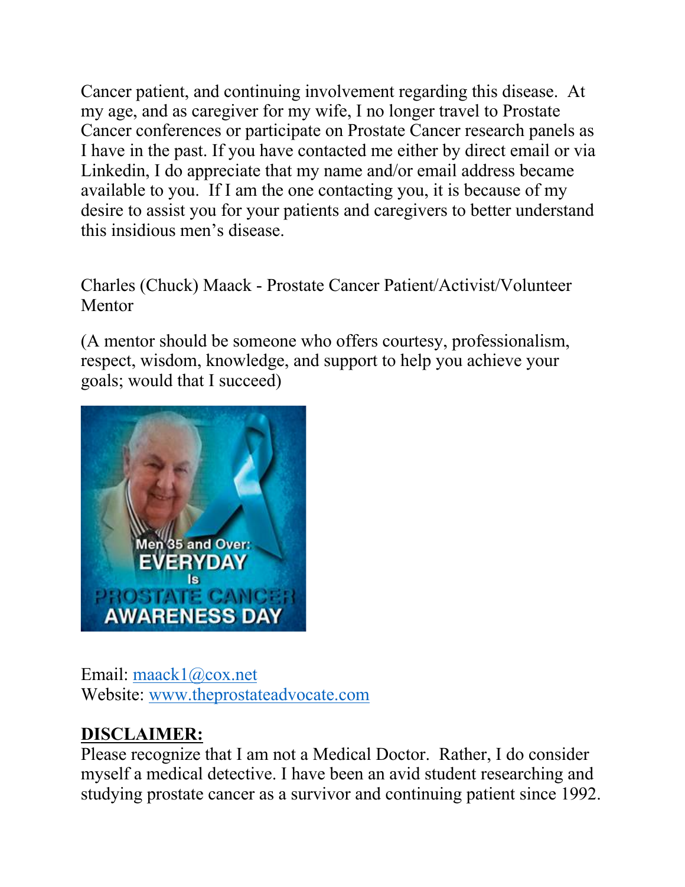Cancer patient, and continuing involvement regarding this disease. At my age, and as caregiver for my wife, I no longer travel to Prostate Cancer conferences or participate on Prostate Cancer research panels as I have in the past. If you have contacted me either by direct email or via Linkedin, I do appreciate that my name and/or email address became available to you. If I am the one contacting you, it is because of my desire to assist you for your patients and caregivers to better understand this insidious men's disease.

Charles (Chuck) Maack - Prostate Cancer Patient/Activist/Volunteer Mentor

(A mentor should be someone who offers courtesy, professionalism, respect, wisdom, knowledge, and support to help you achieve your goals; would that I succeed)

Email: [maack1@cox.net](mailto:maack1@cox.net)
Website: [www.theprostateadvocate.com](http://www.theprostateadvocate.com)

**DISCLAIMER:**
Please recognize that I am not a Medical Doctor. Rather, I do consider myself a medical detective. I have been an avid student researching and studying prostate cancer as a survivor and continuing patient since 1992.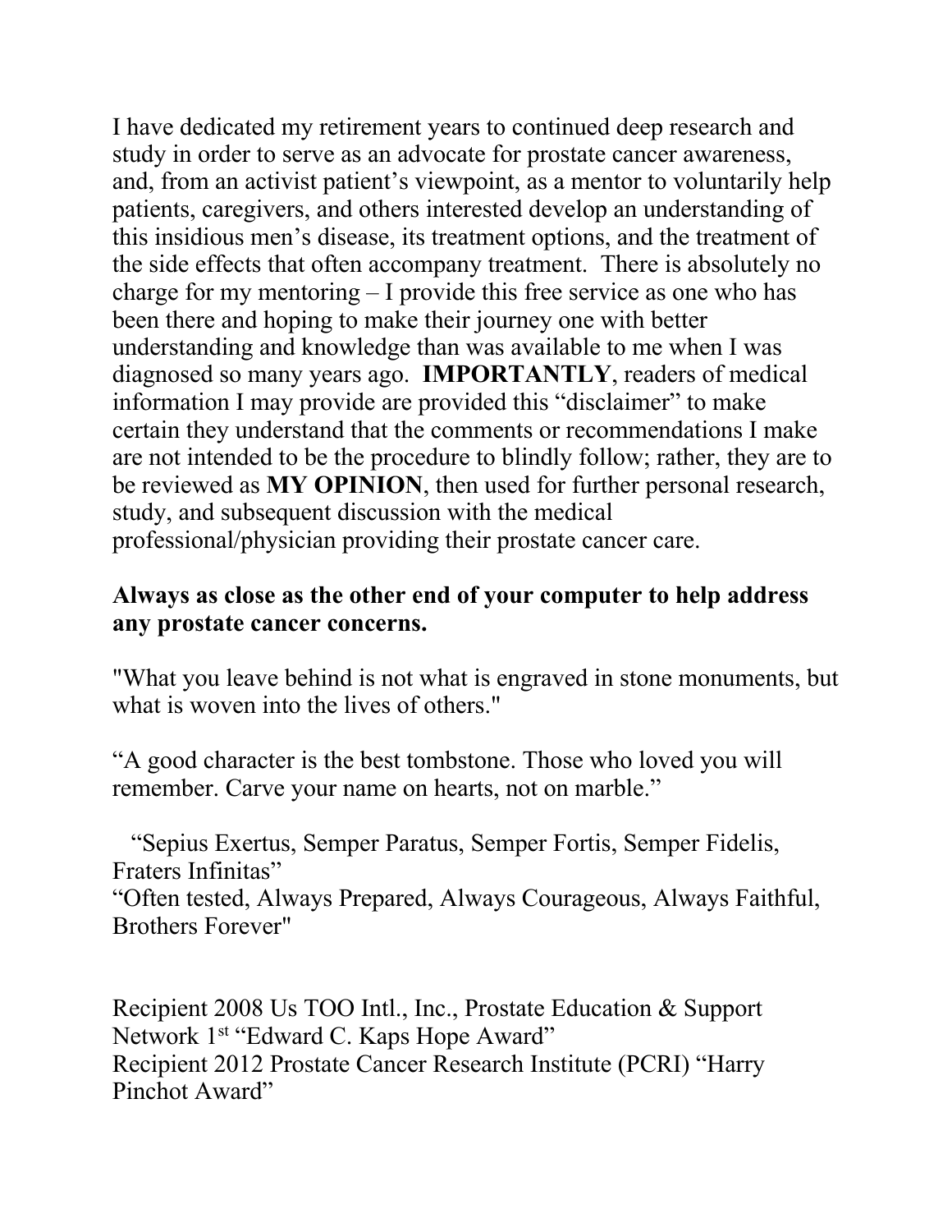I have dedicated my retirement years to continued deep research and study in order to serve as an advocate for prostate cancer awareness, and, from an activist patient's viewpoint, as a mentor to voluntarily help patients, caregivers, and others interested develop an understanding of this insidious men's disease, its treatment options, and the treatment of the side effects that often accompany treatment. There is absolutely no charge for my mentoring – I provide this free service as one who has been there and hoping to make their journey one with better understanding and knowledge than was available to me when I was diagnosed so many years ago. **IMPORTANTLY**, readers of medical information I may provide are provided this "disclaimer" to make certain they understand that the comments or recommendations I make are not intended to be the procedure to blindly follow; rather, they are to be reviewed as **MY OPINION**, then used for further personal research, study, and subsequent discussion with the medical professional/physician providing their prostate cancer care.

**Always as close as the other end of your computer to help address any prostate cancer concerns.**

"What you leave behind is not what is engraved in stone monuments, but what is woven into the lives of others."

"A good character is the best tombstone. Those who loved you will remember. Carve your name on hearts, not on marble."

"Sepius Exertus, Semper Paratus, Semper Fortis, Semper Fidelis, Fraters Infinitas"
"Often tested, Always Prepared, Always Courageous, Always Faithful, Brothers Forever"

Recipient 2008 Us TOO Intl., Inc., Prostate Education & Support Network 1st "Edward C. Kaps Hope Award"
Recipient 2012 Prostate Cancer Research Institute (PCRI) "Harry Pinchot Award"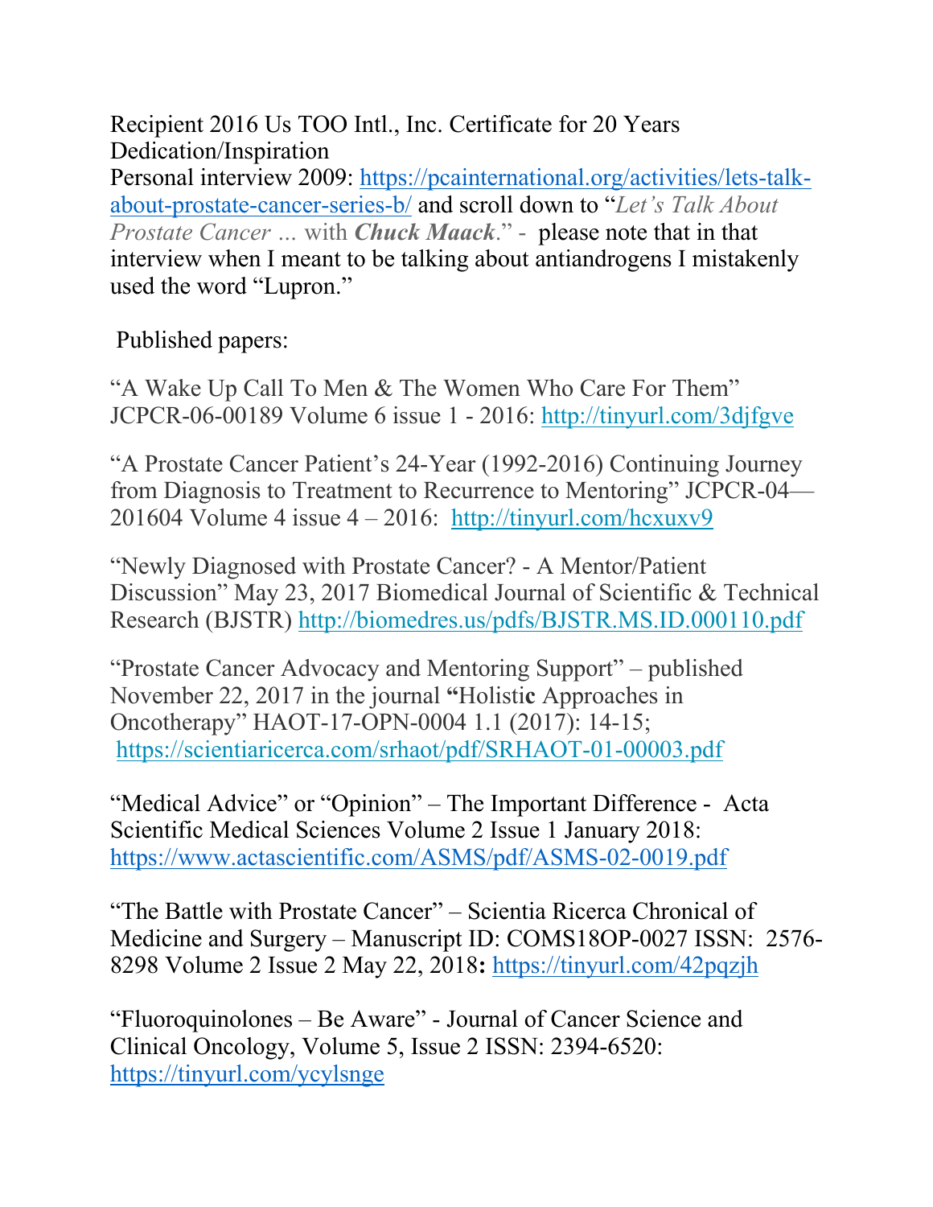Recipient 2016 Us TOO Intl., Inc. Certificate for 20 Years Dedication/Inspiration

Personal interview 2009: https://pcainternational.org/activities/lets-talk-about-prostate-cancer-series-b/ and scroll down to "*Let's Talk About Prostate Cancer* ... with ***Chuck Maack***." - please note that in that interview when I meant to be talking about antiandrogens I mistakenly used the word "Lupron."

Published papers:

"A Wake Up Call To Men & The Women Who Care For Them" JCPCR-06-00189 Volume 6 issue 1 - 2016: http://tinyurl.com/3djfgve

"A Prostate Cancer Patient's 24-Year (1992-2016) Continuing Journey from Diagnosis to Treatment to Recurrence to Mentoring" JCPCR-04—201604 Volume 4 issue 4 – 2016: http://tinyurl.com/hcxuxv9

"Newly Diagnosed with Prostate Cancer? - A Mentor/Patient Discussion" May 23, 2017 Biomedical Journal of Scientific & Technical Research (BJSTR) http://biomedres.us/pdfs/BJSTR.MS.ID.000110.pdf

"Prostate Cancer Advocacy and Mentoring Support" – published November 22, 2017 in the journal **"**Holisti**c** Approaches in Oncotherapy" HAOT-17-OPN-0004 1.1 (2017): 14-15; https://scientiaricerca.com/srhaot/pdf/SRHAOT-01-00003.pdf

"Medical Advice" or "Opinion" – The Important Difference - Acta Scientific Medical Sciences Volume 2 Issue 1 January 2018: https://www.actascientific.com/ASMS/pdf/ASMS-02-0019.pdf

"The Battle with Prostate Cancer" – Scientia Ricerca Chronical of Medicine and Surgery – Manuscript ID: COMS18OP-0027 ISSN: 2576-8298 Volume 2 Issue 2 May 22, 2018**:** https://tinyurl.com/42pqzjh

"Fluoroquinolones – Be Aware" - Journal of Cancer Science and Clinical Oncology, Volume 5, Issue 2 ISSN: 2394-6520: https://tinyurl.com/ycylsnge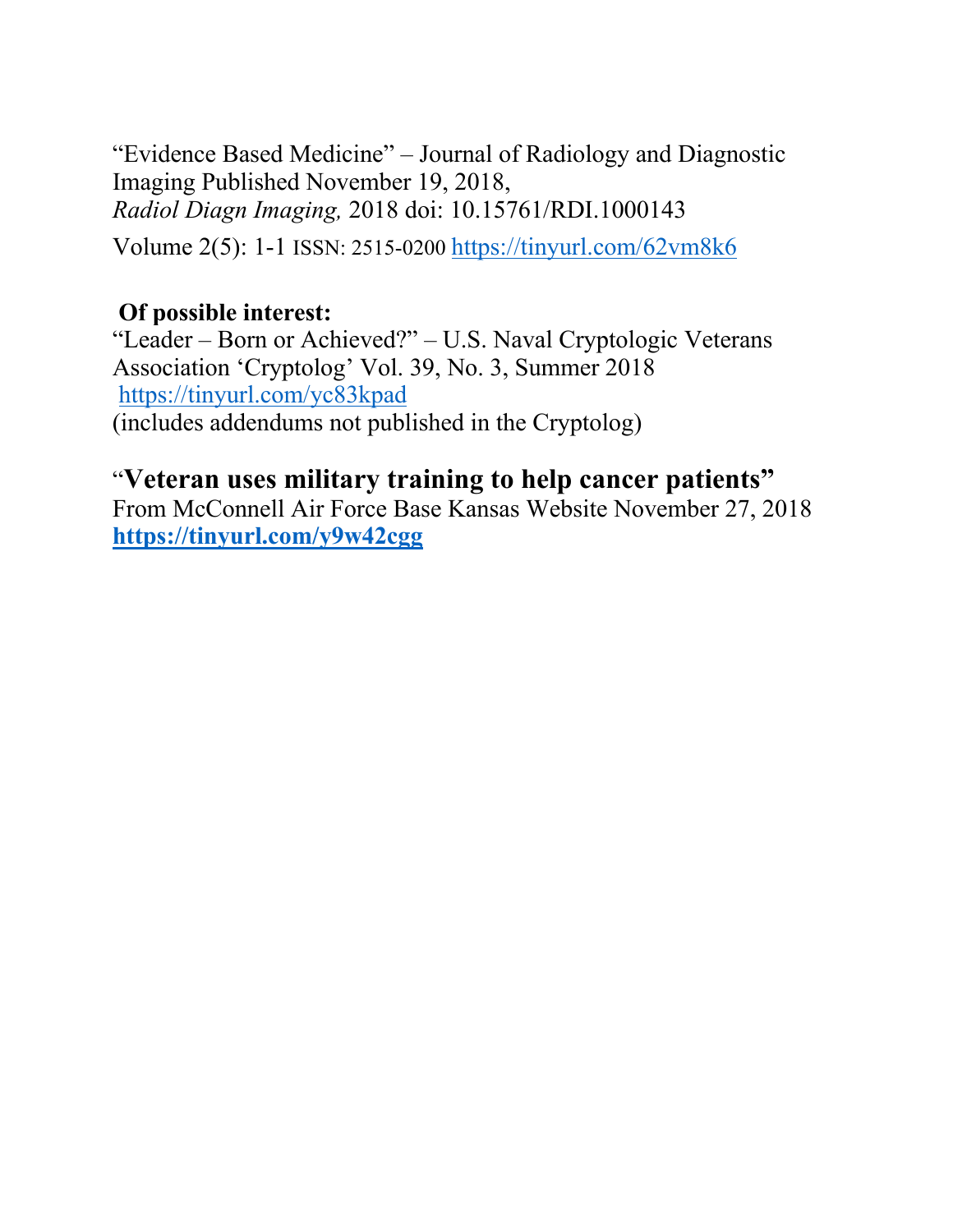"Evidence Based Medicine" – Journal of Radiology and Diagnostic Imaging Published November 19, 2018, *Radiol Diagn Imaging,* 2018 doi: 10.15761/RDI.1000143

Volume 2(5): 1-1 ISSN: 2515-0200 https://tinyurl.com/62vm8k6

**Of possible interest:**

"Leader – Born or Achieved?" – U.S. Naval Cryptologic Veterans Association 'Cryptolog' Vol. 39, No. 3, Summer 2018 https://tinyurl.com/yc83kpad
(includes addendums not published in the Cryptolog)

"**Veteran uses military training to help cancer patients"**
From McConnell Air Force Base Kansas Website November 27, 2018
**https://tinyurl.com/y9w42cgg**